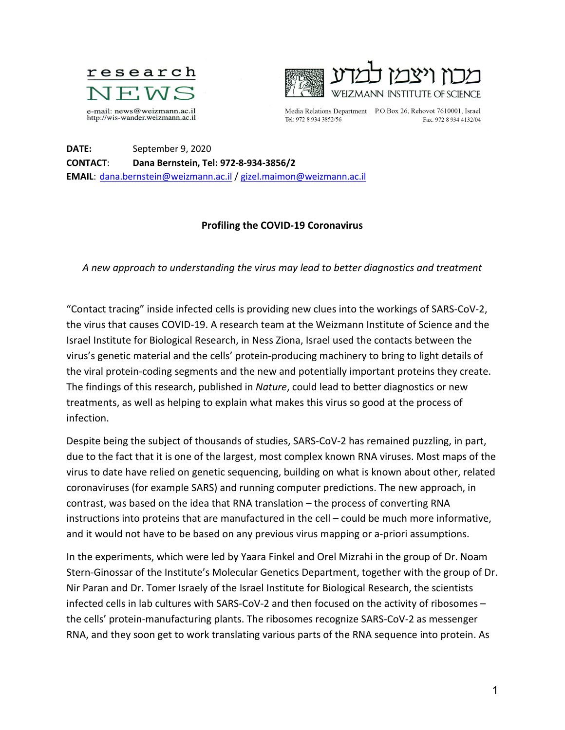research NEWS

e-mail: news@weizmann.ac.il
http://wis-wander.weizmann.ac.il

מכון ויצמן למדע
WEIZMANN INSTITUTE OF SCIENCE

Media Relations Department P.O.Box 26, Rehovot 7610001, Israel
Tel: 972 8 934 3852/56 Fax: 972 8 934 4132/04

**DATE:** September 9, 2020
**CONTACT**: **Dana Bernstein, Tel: 972-8-934-3856/2**
**EMAIL**: dana.bernstein@weizmann.ac.il / gizel.maimon@weizmann.ac.il

## Profiling the COVID-19 Coronavirus

*A new approach to understanding the virus may lead to better diagnostics and treatment*

"Contact tracing" inside infected cells is providing new clues into the workings of SARS-CoV-2, the virus that causes COVID-19. A research team at the Weizmann Institute of Science and the Israel Institute for Biological Research, in Ness Ziona, Israel used the contacts between the virus's genetic material and the cells' protein-producing machinery to bring to light details of the viral protein-coding segments and the new and potentially important proteins they create. The findings of this research, published in *Nature*, could lead to better diagnostics or new treatments, as well as helping to explain what makes this virus so good at the process of infection.

Despite being the subject of thousands of studies, SARS-CoV-2 has remained puzzling, in part, due to the fact that it is one of the largest, most complex known RNA viruses. Most maps of the virus to date have relied on genetic sequencing, building on what is known about other, related coronaviruses (for example SARS) and running computer predictions. The new approach, in contrast, was based on the idea that RNA translation – the process of converting RNA instructions into proteins that are manufactured in the cell – could be much more informative, and it would not have to be based on any previous virus mapping or a-priori assumptions.

In the experiments, which were led by Yaara Finkel and Orel Mizrahi in the group of Dr. Noam Stern-Ginossar of the Institute's Molecular Genetics Department, together with the group of Dr. Nir Paran and Dr. Tomer Israely of the Israel Institute for Biological Research, the scientists infected cells in lab cultures with SARS-CoV-2 and then focused on the activity of ribosomes – the cells' protein-manufacturing plants. The ribosomes recognize SARS-CoV-2 as messenger RNA, and they soon get to work translating various parts of the RNA sequence into protein. As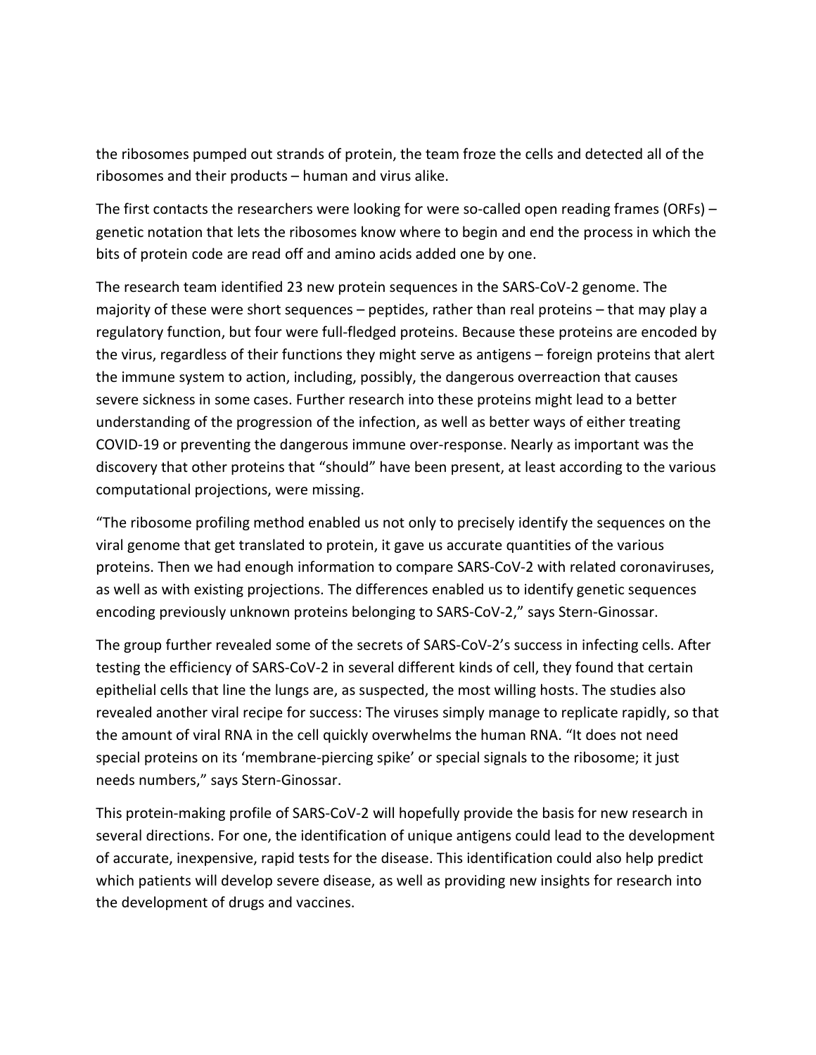the ribosomes pumped out strands of protein, the team froze the cells and detected all of the ribosomes and their products – human and virus alike.

The first contacts the researchers were looking for were so-called open reading frames (ORFs) – genetic notation that lets the ribosomes know where to begin and end the process in which the bits of protein code are read off and amino acids added one by one.

The research team identified 23 new protein sequences in the SARS-CoV-2 genome. The majority of these were short sequences – peptides, rather than real proteins – that may play a regulatory function, but four were full-fledged proteins. Because these proteins are encoded by the virus, regardless of their functions they might serve as antigens – foreign proteins that alert the immune system to action, including, possibly, the dangerous overreaction that causes severe sickness in some cases. Further research into these proteins might lead to a better understanding of the progression of the infection, as well as better ways of either treating COVID-19 or preventing the dangerous immune over-response. Nearly as important was the discovery that other proteins that "should" have been present, at least according to the various computational projections, were missing.

"The ribosome profiling method enabled us not only to precisely identify the sequences on the viral genome that get translated to protein, it gave us accurate quantities of the various proteins. Then we had enough information to compare SARS-CoV-2 with related coronaviruses, as well as with existing projections. The differences enabled us to identify genetic sequences encoding previously unknown proteins belonging to SARS-CoV-2," says Stern-Ginossar.

The group further revealed some of the secrets of SARS-CoV-2's success in infecting cells. After testing the efficiency of SARS-CoV-2 in several different kinds of cell, they found that certain epithelial cells that line the lungs are, as suspected, the most willing hosts. The studies also revealed another viral recipe for success: The viruses simply manage to replicate rapidly, so that the amount of viral RNA in the cell quickly overwhelms the human RNA. "It does not need special proteins on its 'membrane-piercing spike' or special signals to the ribosome; it just needs numbers," says Stern-Ginossar.

This protein-making profile of SARS-CoV-2 will hopefully provide the basis for new research in several directions. For one, the identification of unique antigens could lead to the development of accurate, inexpensive, rapid tests for the disease. This identification could also help predict which patients will develop severe disease, as well as providing new insights for research into the development of drugs and vaccines.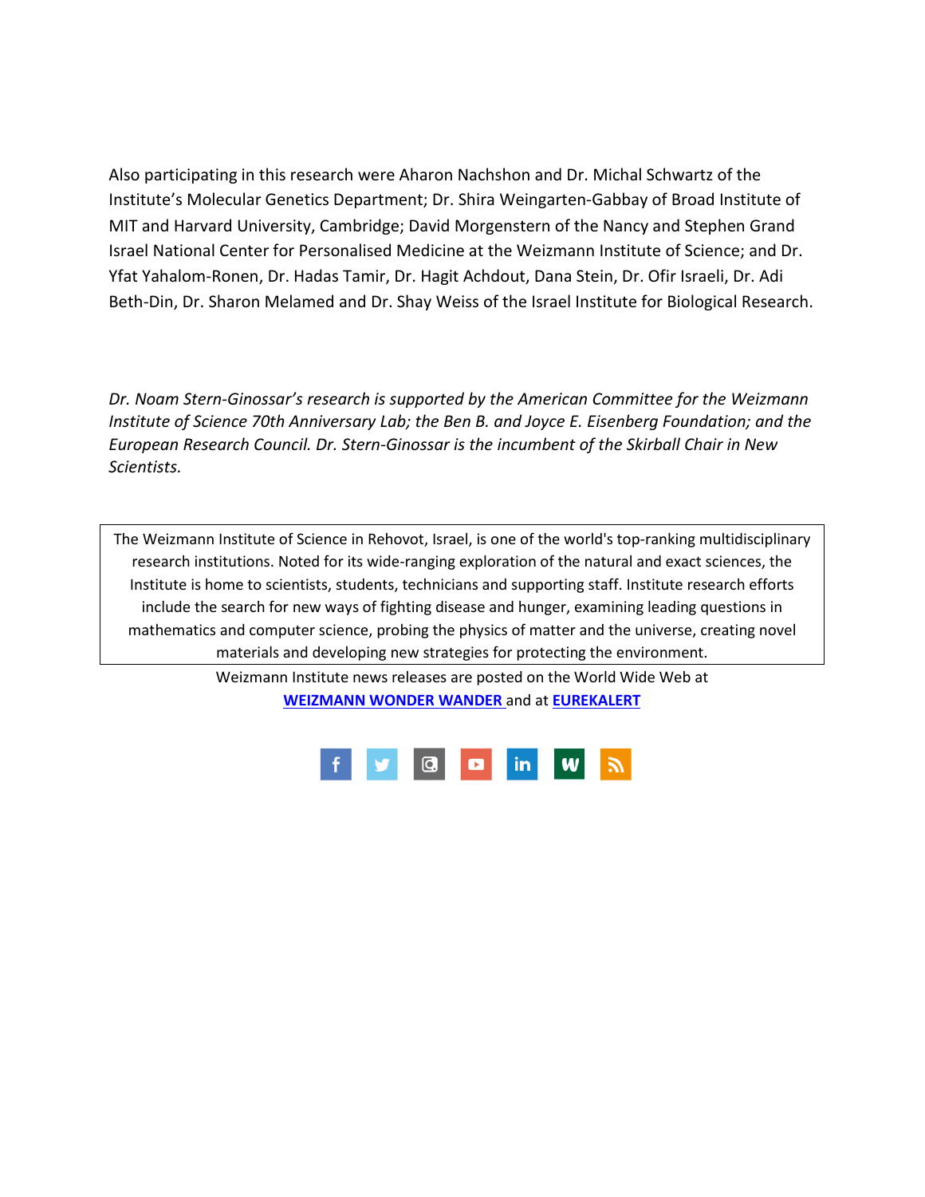Also participating in this research were Aharon Nachshon and Dr. Michal Schwartz of the Institute's Molecular Genetics Department; Dr. Shira Weingarten-Gabbay of Broad Institute of MIT and Harvard University, Cambridge; David Morgenstern of the Nancy and Stephen Grand Israel National Center for Personalised Medicine at the Weizmann Institute of Science; and Dr. Yfat Yahalom-Ronen, Dr. Hadas Tamir, Dr. Hagit Achdout, Dana Stein, Dr. Ofir Israeli, Dr. Adi Beth-Din, Dr. Sharon Melamed and Dr. Shay Weiss of the Israel Institute for Biological Research.

*Dr. Noam Stern-Ginossar's research is supported by the American Committee for the Weizmann Institute of Science 70th Anniversary Lab; the Ben B. and Joyce E. Eisenberg Foundation; and the European Research Council. Dr. Stern-Ginossar is the incumbent of the Skirball Chair in New Scientists.*

The Weizmann Institute of Science in Rehovot, Israel, is one of the world's top-ranking multidisciplinary research institutions. Noted for its wide-ranging exploration of the natural and exact sciences, the Institute is home to scientists, students, technicians and supporting staff. Institute research efforts include the search for new ways of fighting disease and hunger, examining leading questions in mathematics and computer science, probing the physics of matter and the universe, creating novel materials and developing new strategies for protecting the environment.

Weizmann Institute news releases are posted on the World Wide Web at **WEIZMANN WONDER WANDER** and at **EUREKALERT**